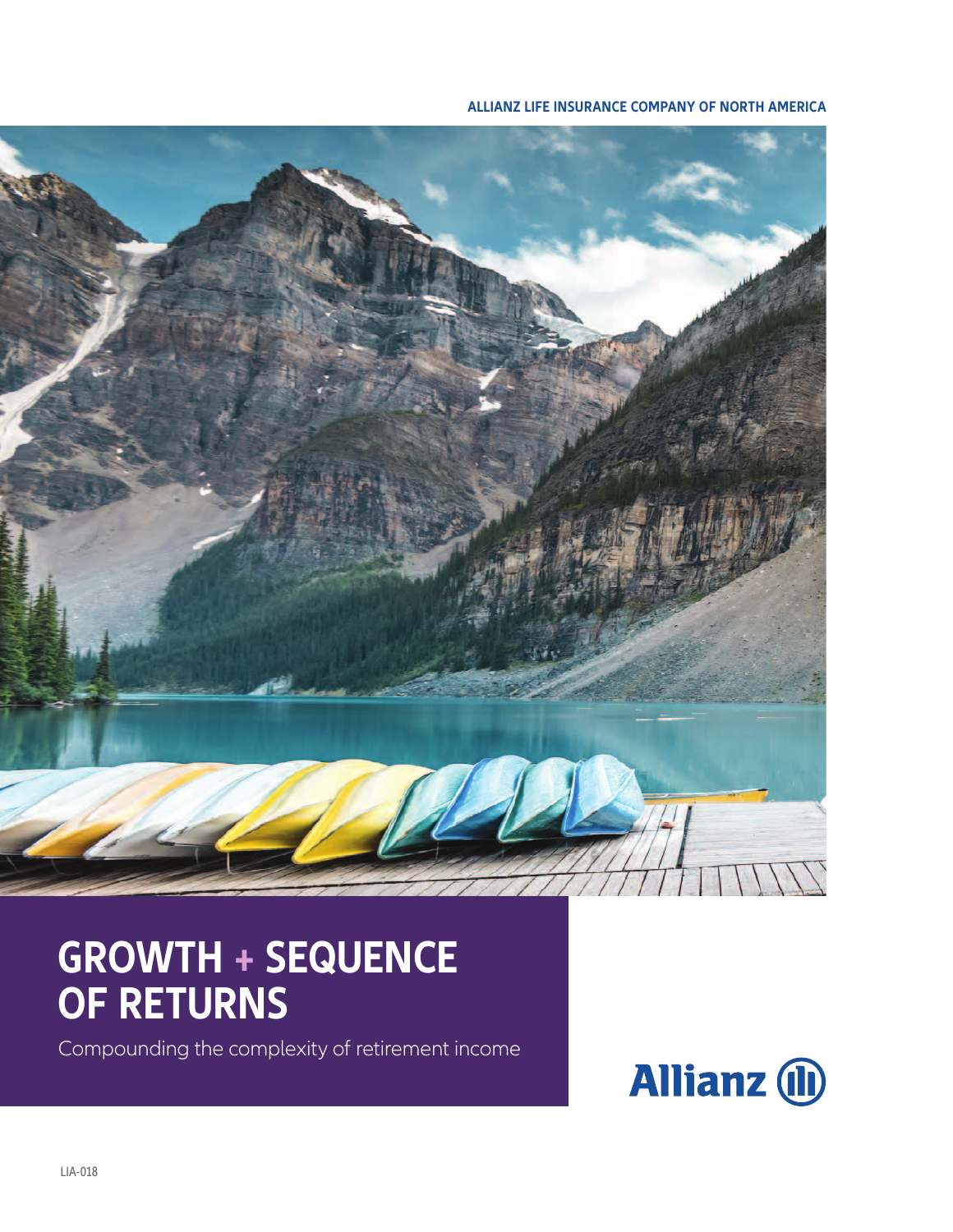ALLIANZ LIFE INSURANCE COMPANY OF NORTH AMERICA

# GROWTH + SEQUENCE OF RETURNS

Compounding the complexity of retirement income

Allianz

LIA-018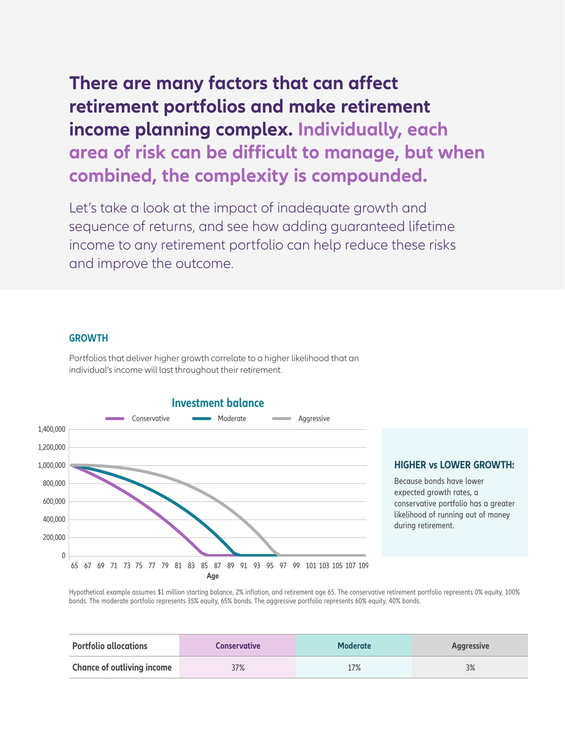## There are many factors that can affect retirement portfolios and make retirement income planning complex. Individually, each area of risk can be difficult to manage, but when combined, the complexity is compounded.

Let's take a look at the impact of inadequate growth and sequence of returns, and see how adding guaranteed lifetime income to any retirement portfolio can help reduce these risks and improve the outcome.

### GROWTH

Portfolios that deliver higher growth correlate to a higher likelihood that an individual's income will last throughout their retirement.

**Investment balance**

Conservative | Moderate | Aggressive

1,400,000
1,200,000
1,000,000
800,000
600,000
400,000
200,000
0

65 67 69 71 73 75 77 79 81 83 85 87 89 91 93 95 97 99 101 103 105 107 109

Age

**HIGHER vs LOWER GROWTH:**

Because bonds have lower expected growth rates, a conservative portfolio has a greater likelihood of running out of money during retirement.

Hypothetical example assumes $1 million starting balance, 2% inflation, and retirement age 65. The conservative retirement portfolio represents 0% equity, 100% bonds. The moderate portfolio represents 35% equity, 65% bonds. The aggressive portfolio represents 60% equity, 40% bonds.

| Portfolio allocations | Conservative | Moderate | Aggressive |
| --- | --- | --- | --- |
| Chance of outliving income | 37% | 17% | 3% |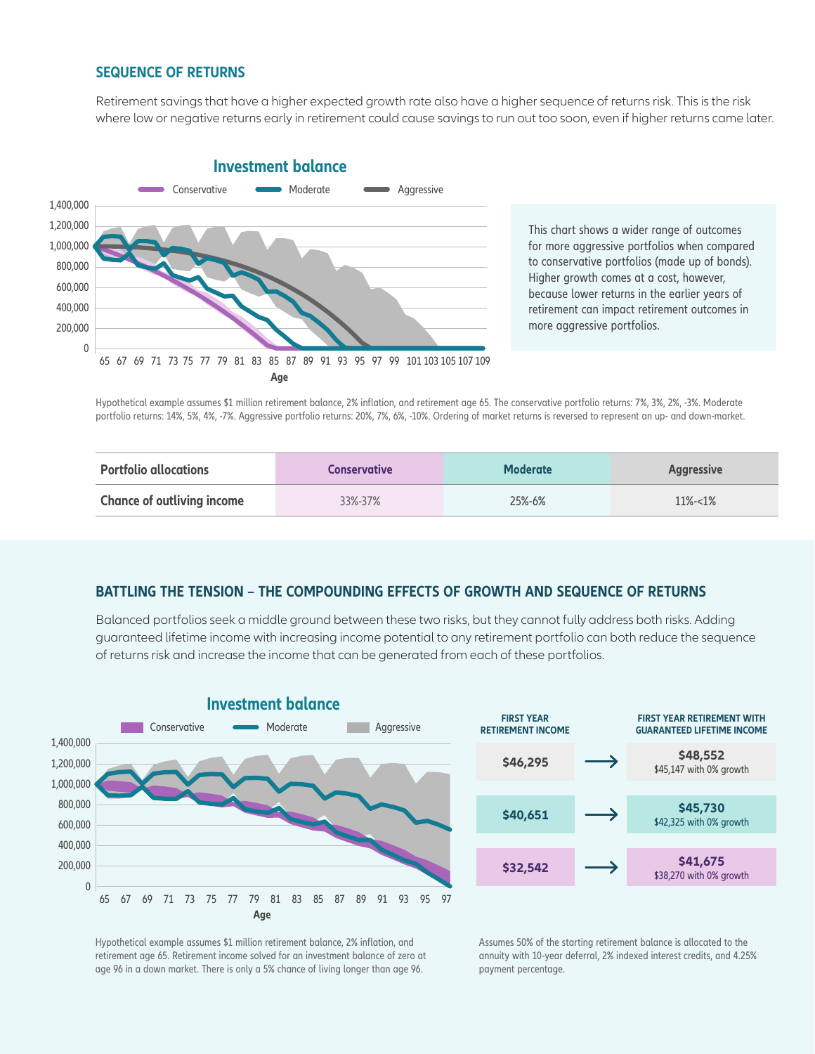## SEQUENCE OF RETURNS

Retirement savings that have a higher expected growth rate also have a higher sequence of returns risk. This is the risk where low or negative returns early in retirement could cause savings to run out too soon, even if higher returns came later.

This chart shows a wider range of outcomes for more aggressive portfolios when compared to conservative portfolios (made up of bonds). Higher growth comes at a cost, however, because lower returns in the earlier years of retirement can impact retirement outcomes in more aggressive portfolios.

Hypothetical example assumes $1 million retirement balance, 2% inflation, and retirement age 65. The conservative portfolio returns: 7%, 3%, 2%, -3%. Moderate portfolio returns: 14%, 5%, 4%, -7%. Aggressive portfolio returns: 20%, 7%, 6%, -10%. Ordering of market returns is reversed to represent an up- and down-market.

| Portfolio allocations | Conservative | Moderate | Aggressive |
| --- | --- | --- | --- |
| Chance of outliving income | 33%-37% | 25%-6% | 11%-<1% |

## BATTLING THE TENSION – THE COMPOUNDING EFFECTS OF GROWTH AND SEQUENCE OF RETURNS

Balanced portfolios seek a middle ground between these two risks, but they cannot fully address both risks. Adding guaranteed lifetime income with increasing income potential to any retirement portfolio can both reduce the sequence of returns risk and increase the income that can be generated from each of these portfolios.

| FIRST YEAR RETIREMENT INCOME | | FIRST YEAR RETIREMENT WITH GUARANTEED LIFETIME INCOME |
| --- | --- | --- |
| $46,295 | → | $48,552<br>$45,147 with 0% growth |
| $40,651 | → | $45,730<br>$42,325 with 0% growth |
| $32,542 | → | $41,675<br>$38,270 with 0% growth |

Hypothetical example assumes $1 million retirement balance, 2% inflation, and retirement age 65. Retirement income solved for an investment balance of zero at age 96 in a down market. There is only a 5% chance of living longer than age 96.

Assumes 50% of the starting retirement balance is allocated to the annuity with 10-year deferral, 2% indexed interest credits, and 4.25% payment percentage.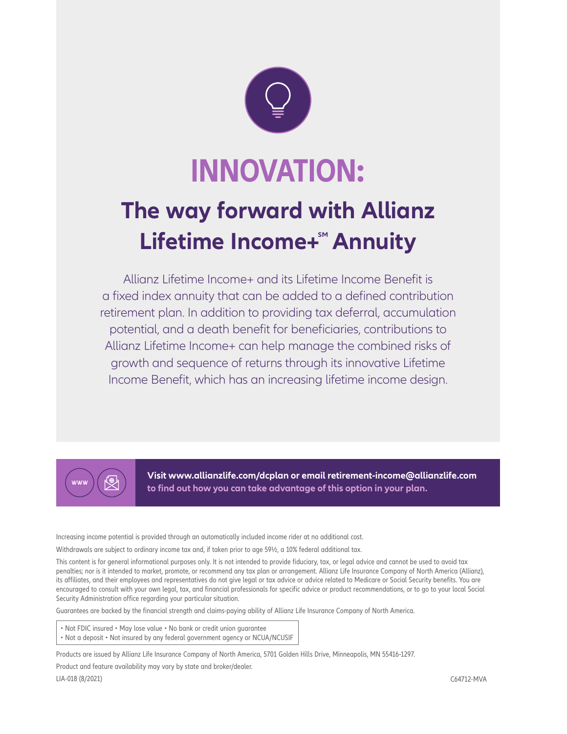# INNOVATION:

## The way forward with Allianz Lifetime Income+℠ Annuity

Allianz Lifetime Income+ and its Lifetime Income Benefit is a fixed index annuity that can be added to a defined contribution retirement plan. In addition to providing tax deferral, accumulation potential, and a death benefit for beneficiaries, contributions to Allianz Lifetime Income+ can help manage the combined risks of growth and sequence of returns through its innovative Lifetime Income Benefit, which has an increasing lifetime income design.

**Visit www.allianzlife.com/dcplan or email retirement-income@allianzlife.com to find out how you can take advantage of this option in your plan.**

Increasing income potential is provided through an automatically included income rider at no additional cost.

Withdrawals are subject to ordinary income tax and, if taken prior to age 59½, a 10% federal additional tax.

This content is for general informational purposes only. It is not intended to provide fiduciary, tax, or legal advice and cannot be used to avoid tax penalties; nor is it intended to market, promote, or recommend any tax plan or arrangement. Allianz Life Insurance Company of North America (Allianz), its affiliates, and their employees and representatives do not give legal or tax advice or advice related to Medicare or Social Security benefits. You are encouraged to consult with your own legal, tax, and financial professionals for specific advice or product recommendations, or to go to your local Social Security Administration office regarding your particular situation.

Guarantees are backed by the financial strength and claims-paying ability of Allianz Life Insurance Company of North America.

• Not FDIC insured • May lose value • No bank or credit union guarantee
• Not a deposit • Not insured by any federal government agency or NCUA/NCUSIF

Products are issued by Allianz Life Insurance Company of North America, 5701 Golden Hills Drive, Minneapolis, MN 55416-1297.

Product and feature availability may vary by state and broker/dealer.

LIA-018 (8/2021)

C64712-MVA